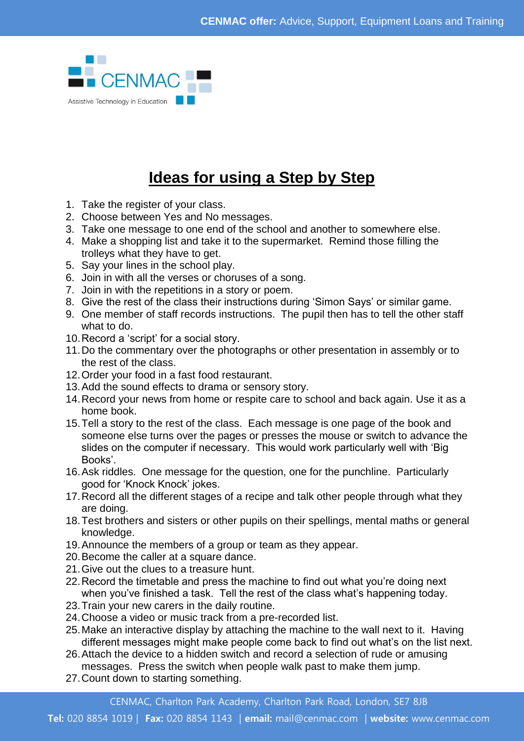# Ideas for using a Step by Step

1. Take the register of your class.
2. Choose between Yes and No messages.
3. Take one message to one end of the school and another to somewhere else.
4. Make a shopping list and take it to the supermarket. Remind those filling the trolleys what they have to get.
5. Say your lines in the school play.
6. Join in with all the verses or choruses of a song.
7. Join in with the repetitions in a story or poem.
8. Give the rest of the class their instructions during ‘Simon Says’ or similar game.
9. One member of staff records instructions. The pupil then has to tell the other staff what to do.
10. Record a ‘script’ for a social story.
11. Do the commentary over the photographs or other presentation in assembly or to the rest of the class.
12. Order your food in a fast food restaurant.
13. Add the sound effects to drama or sensory story.
14. Record your news from home or respite care to school and back again. Use it as a home book.
15. Tell a story to the rest of the class. Each message is one page of the book and someone else turns over the pages or presses the mouse or switch to advance the slides on the computer if necessary. This would work particularly well with ‘Big Books’.
16. Ask riddles. One message for the question, one for the punchline. Particularly good for ‘Knock Knock’ jokes.
17. Record all the different stages of a recipe and talk other people through what they are doing.
18. Test brothers and sisters or other pupils on their spellings, mental maths or general knowledge.
19. Announce the members of a group or team as they appear.
20. Become the caller at a square dance.
21. Give out the clues to a treasure hunt.
22. Record the timetable and press the machine to find out what you’re doing next when you’ve finished a task. Tell the rest of the class what’s happening today.
23. Train your new carers in the daily routine.
24. Choose a video or music track from a pre-recorded list.
25. Make an interactive display by attaching the machine to the wall next to it. Having different messages might make people come back to find out what’s on the list next.
26. Attach the device to a hidden switch and record a selection of rude or amusing messages. Press the switch when people walk past to make them jump.
27. Count down to starting something.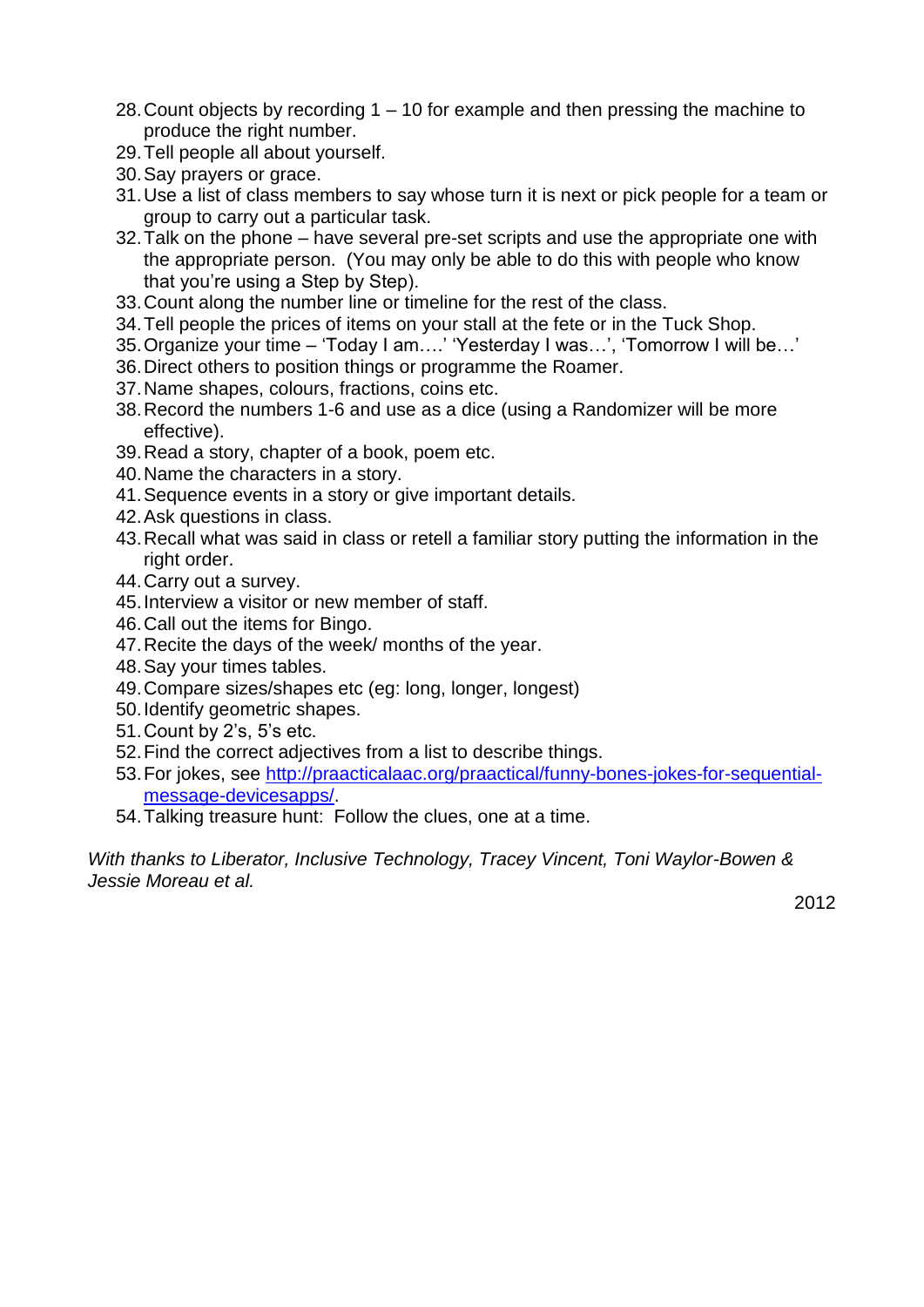28. Count objects by recording 1 – 10 for example and then pressing the machine to produce the right number.
29. Tell people all about yourself.
30. Say prayers or grace.
31. Use a list of class members to say whose turn it is next or pick people for a team or group to carry out a particular task.
32. Talk on the phone – have several pre-set scripts and use the appropriate one with the appropriate person. (You may only be able to do this with people who know that you're using a Step by Step).
33. Count along the number line or timeline for the rest of the class.
34. Tell people the prices of items on your stall at the fete or in the Tuck Shop.
35. Organize your time – 'Today I am….' 'Yesterday I was…', 'Tomorrow I will be…'
36. Direct others to position things or programme the Roamer.
37. Name shapes, colours, fractions, coins etc.
38. Record the numbers 1-6 and use as a dice (using a Randomizer will be more effective).
39. Read a story, chapter of a book, poem etc.
40. Name the characters in a story.
41. Sequence events in a story or give important details.
42. Ask questions in class.
43. Recall what was said in class or retell a familiar story putting the information in the right order.
44. Carry out a survey.
45. Interview a visitor or new member of staff.
46. Call out the items for Bingo.
47. Recite the days of the week/ months of the year.
48. Say your times tables.
49. Compare sizes/shapes etc (eg: long, longer, longest)
50. Identify geometric shapes.
51. Count by 2's, 5's etc.
52. Find the correct adjectives from a list to describe things.
53. For jokes, see [http://praacticalaac.org/praactical/funny-bones-jokes-for-sequential-message-devicesapps/](http://praacticalaac.org/praactical/funny-bones-jokes-for-sequential-message-devicesapps/).
54. Talking treasure hunt: Follow the clues, one at a time.

*With thanks to Liberator, Inclusive Technology, Tracey Vincent, Toni Waylor-Bowen & Jessie Moreau et al.*

2012